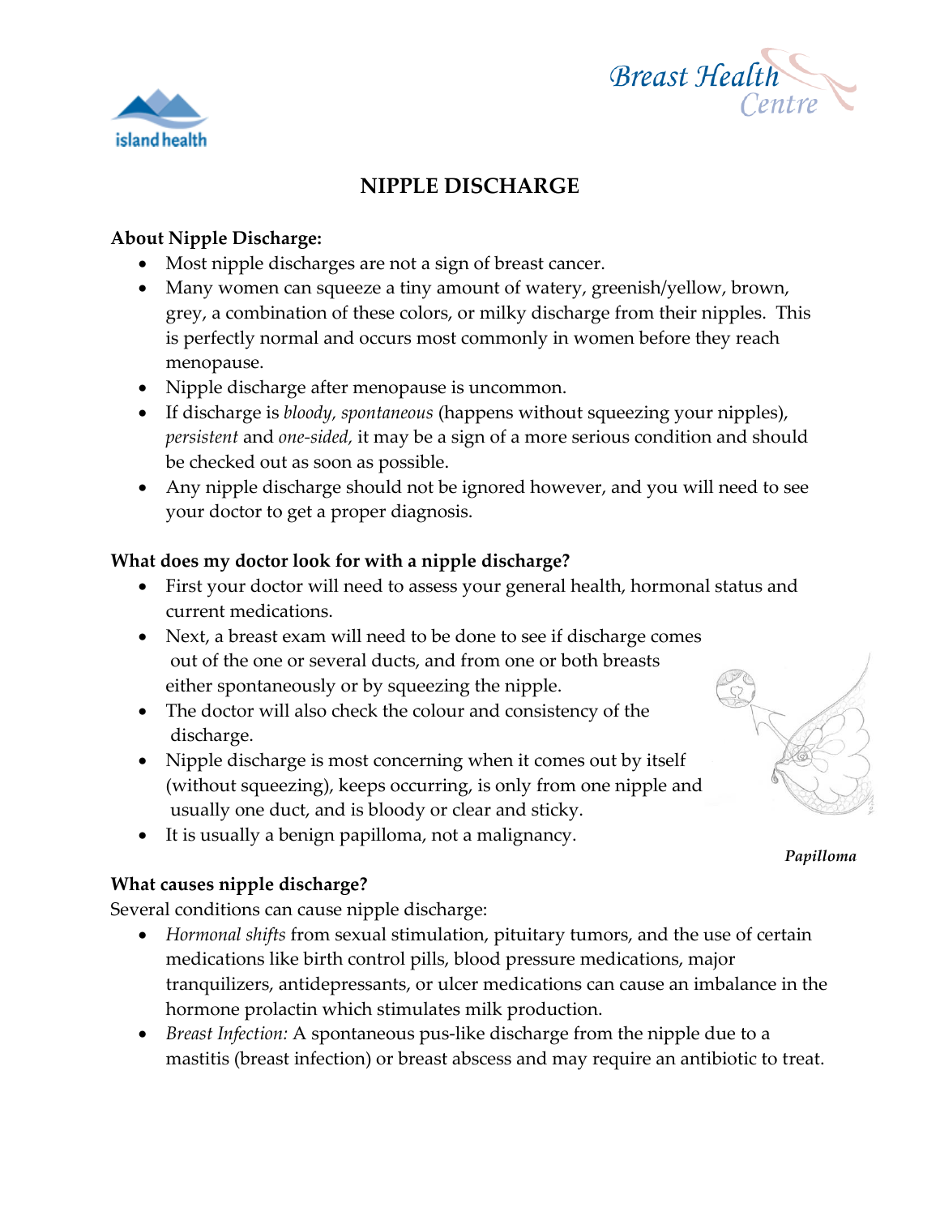# NIPPLE DISCHARGE

**About Nipple Discharge:**

- Most nipple discharges are not a sign of breast cancer.
- Many women can squeeze a tiny amount of watery, greenish/yellow, brown, grey, a combination of these colors, or milky discharge from their nipples. This is perfectly normal and occurs most commonly in women before they reach menopause.
- Nipple discharge after menopause is uncommon.
- If discharge is *bloody, spontaneous* (happens without squeezing your nipples), *persistent* and *one-sided,* it may be a sign of a more serious condition and should be checked out as soon as possible.
- Any nipple discharge should not be ignored however, and you will need to see your doctor to get a proper diagnosis.

**What does my doctor look for with a nipple discharge?**

- First your doctor will need to assess your general health, hormonal status and current medications.
- Next, a breast exam will need to be done to see if discharge comes out of the one or several ducts, and from one or both breasts either spontaneously or by squeezing the nipple.
- The doctor will also check the colour and consistency of the discharge.
- Nipple discharge is most concerning when it comes out by itself (without squeezing), keeps occurring, is only from one nipple and usually one duct, and is bloody or clear and sticky.
- It is usually a benign papilloma, not a malignancy.

*Papilloma*

**What causes nipple discharge?**

Several conditions can cause nipple discharge:

- *Hormonal shifts* from sexual stimulation, pituitary tumors, and the use of certain medications like birth control pills, blood pressure medications, major tranquilizers, antidepressants, or ulcer medications can cause an imbalance in the hormone prolactin which stimulates milk production.
- *Breast Infection:* A spontaneous pus-like discharge from the nipple due to a mastitis (breast infection) or breast abscess and may require an antibiotic to treat.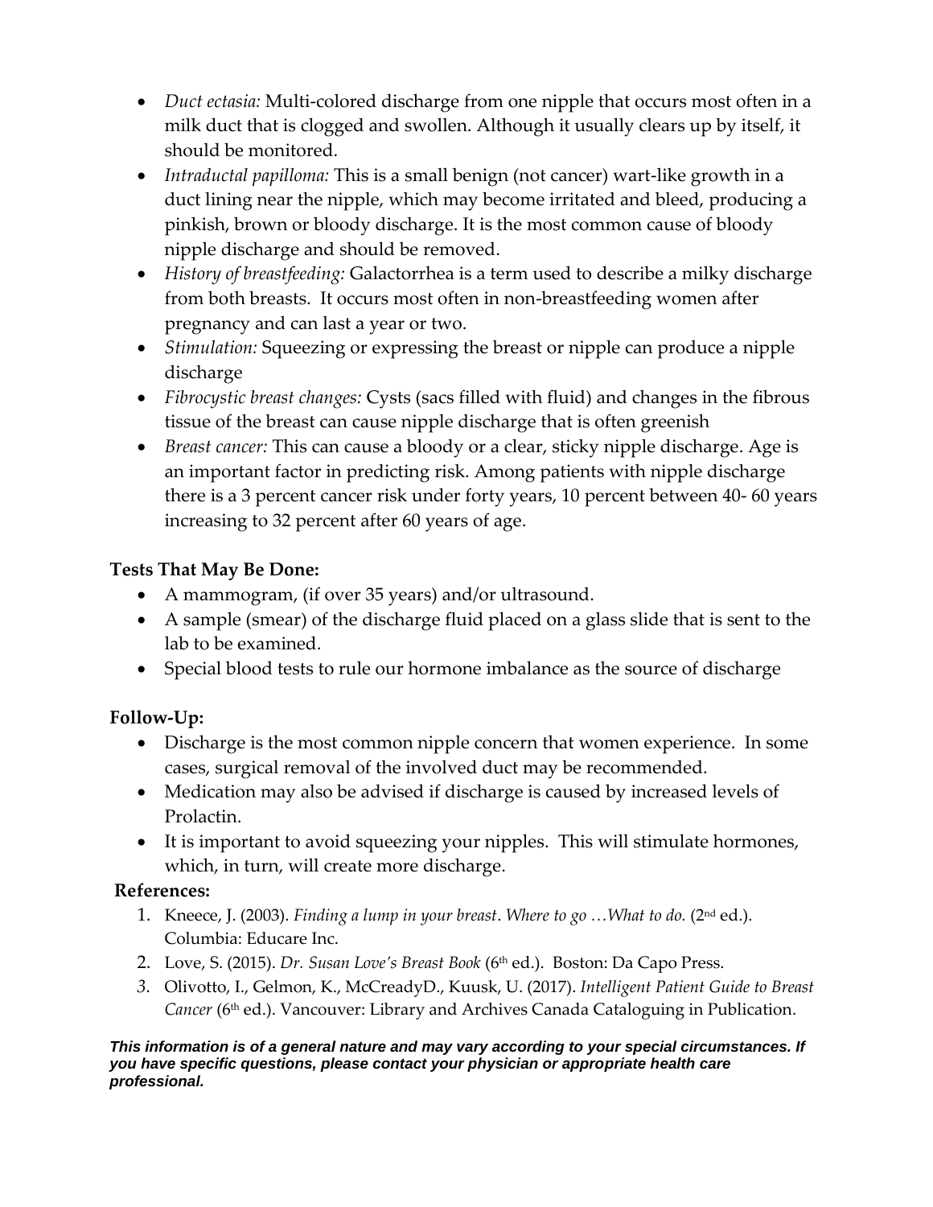- *Duct ectasia:* Multi-colored discharge from one nipple that occurs most often in a milk duct that is clogged and swollen. Although it usually clears up by itself, it should be monitored.
- *Intraductal papilloma:* This is a small benign (not cancer) wart-like growth in a duct lining near the nipple, which may become irritated and bleed, producing a pinkish, brown or bloody discharge. It is the most common cause of bloody nipple discharge and should be removed.
- *History of breastfeeding:* Galactorrhea is a term used to describe a milky discharge from both breasts. It occurs most often in non-breastfeeding women after pregnancy and can last a year or two.
- *Stimulation:* Squeezing or expressing the breast or nipple can produce a nipple discharge
- *Fibrocystic breast changes:* Cysts (sacs filled with fluid) and changes in the fibrous tissue of the breast can cause nipple discharge that is often greenish
- *Breast cancer:* This can cause a bloody or a clear, sticky nipple discharge. Age is an important factor in predicting risk. Among patients with nipple discharge there is a 3 percent cancer risk under forty years, 10 percent between 40- 60 years increasing to 32 percent after 60 years of age.

**Tests That May Be Done:**

- A mammogram, (if over 35 years) and/or ultrasound.
- A sample (smear) of the discharge fluid placed on a glass slide that is sent to the lab to be examined.
- Special blood tests to rule our hormone imbalance as the source of discharge

**Follow-Up:**

- Discharge is the most common nipple concern that women experience. In some cases, surgical removal of the involved duct may be recommended.
- Medication may also be advised if discharge is caused by increased levels of Prolactin.
- It is important to avoid squeezing your nipples. This will stimulate hormones, which, in turn, will create more discharge.

**References:**

1. Kneece, J. (2003). *Finding a lump in your breast. Where to go …What to do.* (2nd ed.). Columbia: Educare Inc.
2. Love, S. (2015). *Dr. Susan Love's Breast Book* (6th ed.). Boston: Da Capo Press.
3. Olivotto, I., Gelmon, K., McCreadyD., Kuusk, U. (2017). *Intelligent Patient Guide to Breast Cancer* (6th ed.). Vancouver: Library and Archives Canada Cataloguing in Publication.

***This information is of a general nature and may vary according to your special circumstances. If you have specific questions, please contact your physician or appropriate health care professional.***